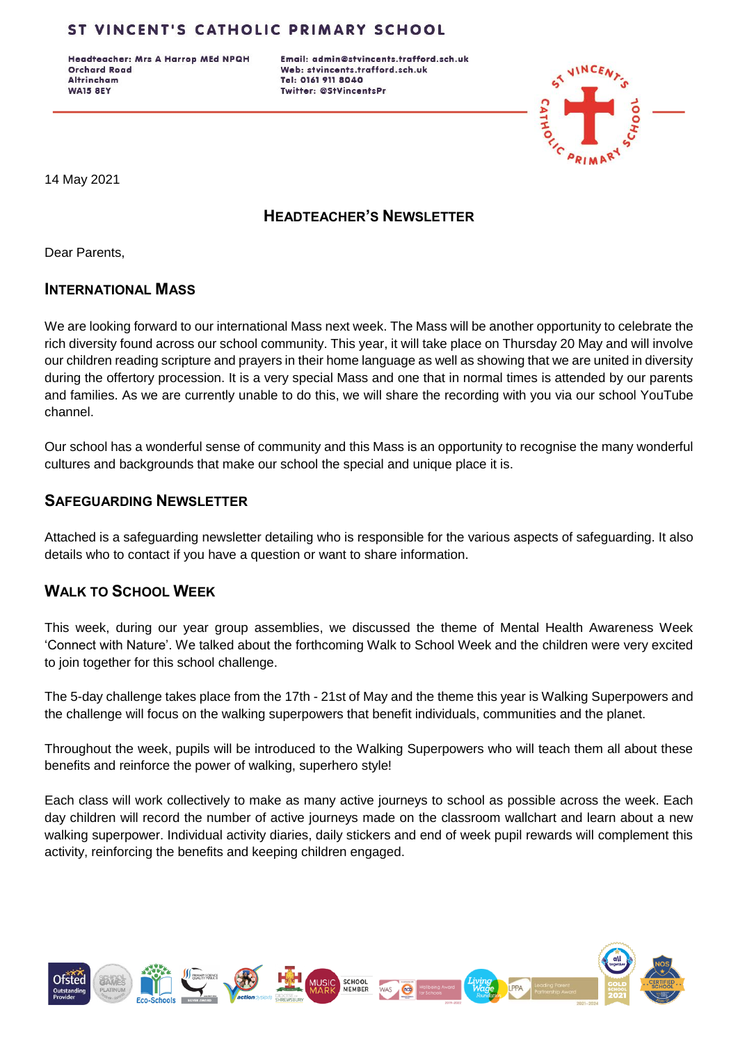# ST VINCENT'S CATHOLIC PRIMARY SCHOOL

Headteacher: Mrs A Harrop MEd NPQH
Orchard Road
Altrincham
WA15 8EY

Email: admin@stvincents.trafford.sch.uk
Web: stvincents.trafford.sch.uk
Tel: 0161 911 8040
Twitter: @StVincentsPr

14 May 2021

## HEADTEACHER'S NEWSLETTER

Dear Parents,

### INTERNATIONAL MASS

We are looking forward to our international Mass next week. The Mass will be another opportunity to celebrate the rich diversity found across our school community. This year, it will take place on Thursday 20 May and will involve our children reading scripture and prayers in their home language as well as showing that we are united in diversity during the offertory procession. It is a very special Mass and one that in normal times is attended by our parents and families. As we are currently unable to do this, we will share the recording with you via our school YouTube channel.

Our school has a wonderful sense of community and this Mass is an opportunity to recognise the many wonderful cultures and backgrounds that make our school the special and unique place it is.

### SAFEGUARDING NEWSLETTER

Attached is a safeguarding newsletter detailing who is responsible for the various aspects of safeguarding. It also details who to contact if you have a question or want to share information.

### WALK TO SCHOOL WEEK

This week, during our year group assemblies, we discussed the theme of Mental Health Awareness Week 'Connect with Nature'. We talked about the forthcoming Walk to School Week and the children were very excited to join together for this school challenge.

The 5-day challenge takes place from the 17th - 21st of May and the theme this year is Walking Superpowers and the challenge will focus on the walking superpowers that benefit individuals, communities and the planet.

Throughout the week, pupils will be introduced to the Walking Superpowers who will teach them all about these benefits and reinforce the power of walking, superhero style!

Each class will work collectively to make as many active journeys to school as possible across the week. Each day children will record the number of active journeys made on the classroom wallchart and learn about a new walking superpower. Individual activity diaries, daily stickers and end of week pupil rewards will complement this activity, reinforcing the benefits and keeping children engaged.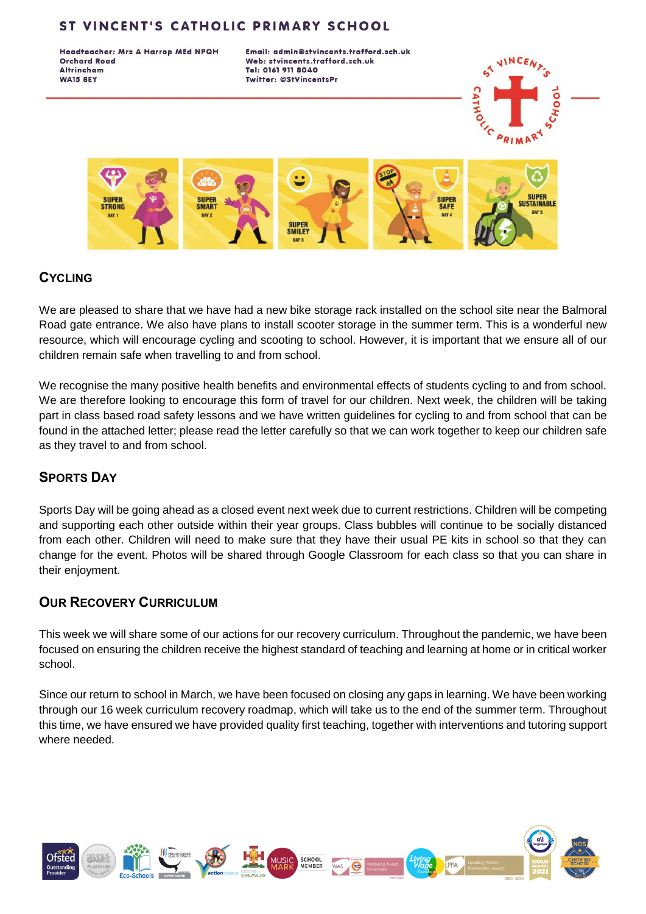# ST VINCENT'S CATHOLIC PRIMARY SCHOOL

**Headteacher: Mrs A Harrop MEd NPQH**
**Orchard Road**
**Altrincham**
**WA15 8EY**

**Email: admin@stvincents.trafford.sch.uk**
**Web: stvincents.trafford.sch.uk**
**Tel: 0161 911 8040**
**Twitter: @StVincentsPr**

## CYCLING

We are pleased to share that we have had a new bike storage rack installed on the school site near the Balmoral Road gate entrance. We also have plans to install scooter storage in the summer term. This is a wonderful new resource, which will encourage cycling and scooting to school. However, it is important that we ensure all of our children remain safe when travelling to and from school.

We recognise the many positive health benefits and environmental effects of students cycling to and from school. We are therefore looking to encourage this form of travel for our children. Next week, the children will be taking part in class based road safety lessons and we have written guidelines for cycling to and from school that can be found in the attached letter; please read the letter carefully so that we can work together to keep our children safe as they travel to and from school.

## SPORTS DAY

Sports Day will be going ahead as a closed event next week due to current restrictions. Children will be competing and supporting each other outside within their year groups. Class bubbles will continue to be socially distanced from each other. Children will need to make sure that they have their usual PE kits in school so that they can change for the event. Photos will be shared through Google Classroom for each class so that you can share in their enjoyment.

## OUR RECOVERY CURRICULUM

This week we will share some of our actions for our recovery curriculum. Throughout the pandemic, we have been focused on ensuring the children receive the highest standard of teaching and learning at home or in critical worker school.

Since our return to school in March, we have been focused on closing any gaps in learning. We have been working through our 16 week curriculum recovery roadmap, which will take us to the end of the summer term. Throughout this time, we have ensured we have provided quality first teaching, together with interventions and tutoring support where needed.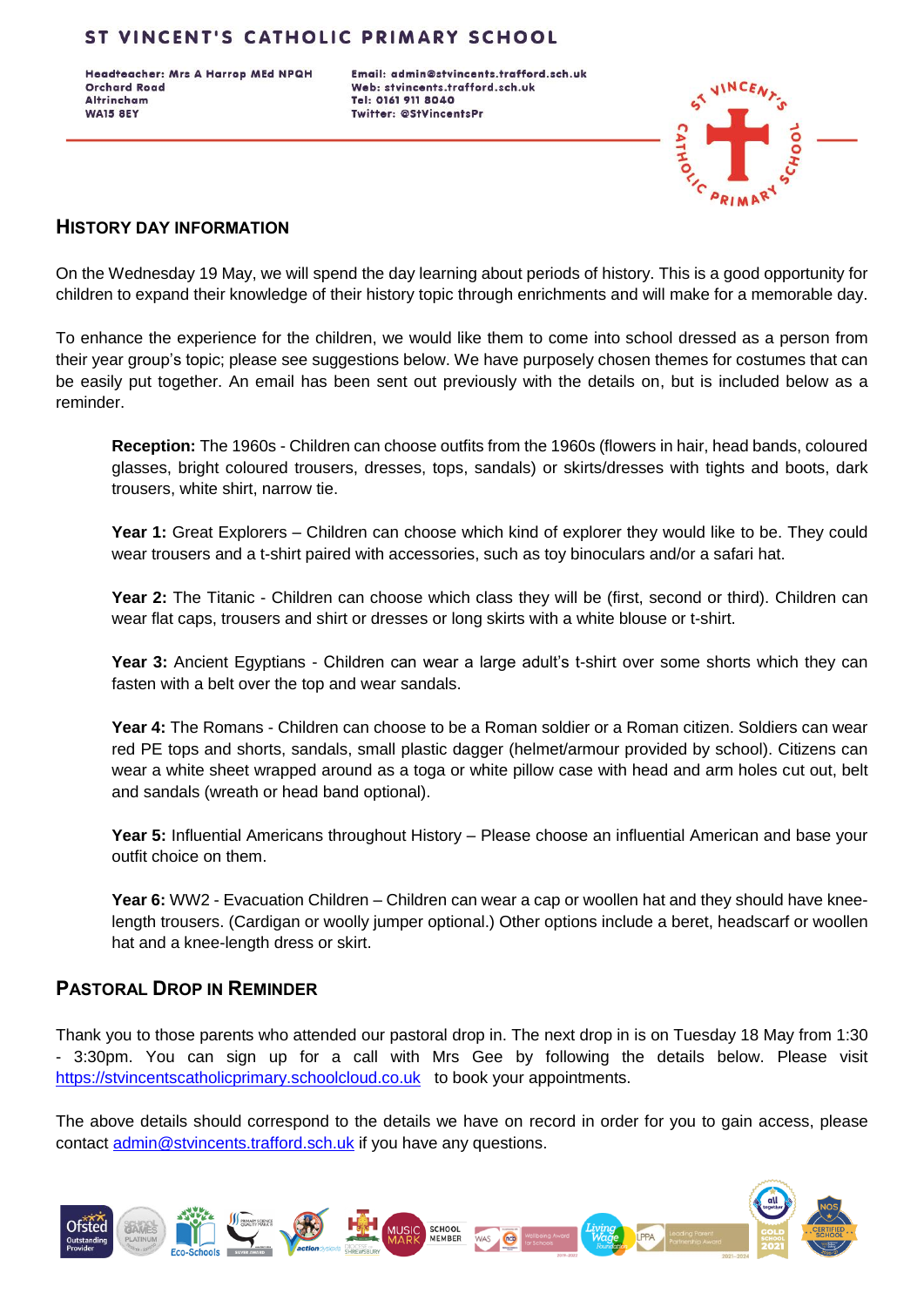# ST VINCENT'S CATHOLIC PRIMARY SCHOOL

**Headteacher: Mrs A Harrop MEd NPQH**
**Orchard Road**
**Altrincham**
**WA15 8EY**

**Email: admin@stvincents.trafford.sch.uk**
**Web: stvincents.trafford.sch.uk**
**Tel: 0161 911 8040**
**Twitter: @StVincentsPr**

## HISTORY DAY INFORMATION

On the Wednesday 19 May, we will spend the day learning about periods of history. This is a good opportunity for children to expand their knowledge of their history topic through enrichments and will make for a memorable day.

To enhance the experience for the children, we would like them to come into school dressed as a person from their year group's topic; please see suggestions below. We have purposely chosen themes for costumes that can be easily put together. An email has been sent out previously with the details on, but is included below as a reminder.

**Reception:** The 1960s - Children can choose outfits from the 1960s (flowers in hair, head bands, coloured glasses, bright coloured trousers, dresses, tops, sandals) or skirts/dresses with tights and boots, dark trousers, white shirt, narrow tie.

**Year 1:** Great Explorers – Children can choose which kind of explorer they would like to be. They could wear trousers and a t-shirt paired with accessories, such as toy binoculars and/or a safari hat.

**Year 2:** The Titanic - Children can choose which class they will be (first, second or third). Children can wear flat caps, trousers and shirt or dresses or long skirts with a white blouse or t-shirt.

**Year 3:** Ancient Egyptians - Children can wear a large adult's t-shirt over some shorts which they can fasten with a belt over the top and wear sandals.

**Year 4:** The Romans - Children can choose to be a Roman soldier or a Roman citizen. Soldiers can wear red PE tops and shorts, sandals, small plastic dagger (helmet/armour provided by school). Citizens can wear a white sheet wrapped around as a toga or white pillow case with head and arm holes cut out, belt and sandals (wreath or head band optional).

**Year 5:** Influential Americans throughout History – Please choose an influential American and base your outfit choice on them.

**Year 6:** WW2 - Evacuation Children – Children can wear a cap or woollen hat and they should have knee-length trousers. (Cardigan or woolly jumper optional.) Other options include a beret, headscarf or woollen hat and a knee-length dress or skirt.

## PASTORAL DROP IN REMINDER

Thank you to those parents who attended our pastoral drop in. The next drop in is on Tuesday 18 May from 1:30 - 3:30pm. You can sign up for a call with Mrs Gee by following the details below. Please visit https://stvincentscatholicprimary.schoolcloud.co.uk to book your appointments.

The above details should correspond to the details we have on record in order for you to gain access, please contact admin@stvincents.trafford.sch.uk if you have any questions.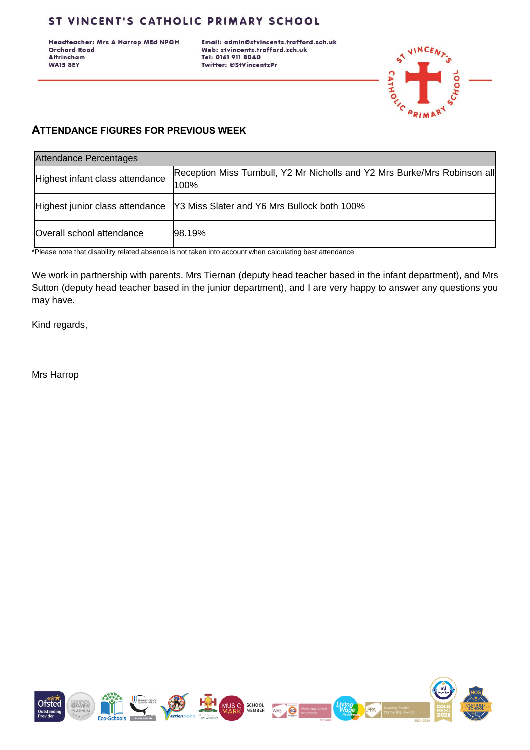# ST VINCENT'S CATHOLIC PRIMARY SCHOOL

**Headteacher: Mrs A Harrop MEd NPQH**
**Orchard Road**
**Altrincham**
**WA15 8EY**

**Email: admin@stvincents.trafford.sch.uk**
**Web: stvincents.trafford.sch.uk**
**Tel: 0161 911 8040**
**Twitter: @StVincentsPr**

## ATTENDANCE FIGURES FOR PREVIOUS WEEK

| Attendance Percentages | |
|---|---|
| Highest infant class attendance | Reception Miss Turnbull, Y2 Mr Nicholls and Y2 Mrs Burke/Mrs Robinson all 100% |
| Highest junior class attendance | Y3 Miss Slater and Y6 Mrs Bullock both 100% |
| Overall school attendance | 98.19% |

*Please note that disability related absence is not taken into account when calculating best attendance

We work in partnership with parents. Mrs Tiernan (deputy head teacher based in the infant department), and Mrs Sutton (deputy head teacher based in the junior department), and I are very happy to answer any questions you may have.

Kind regards,

Mrs Harrop